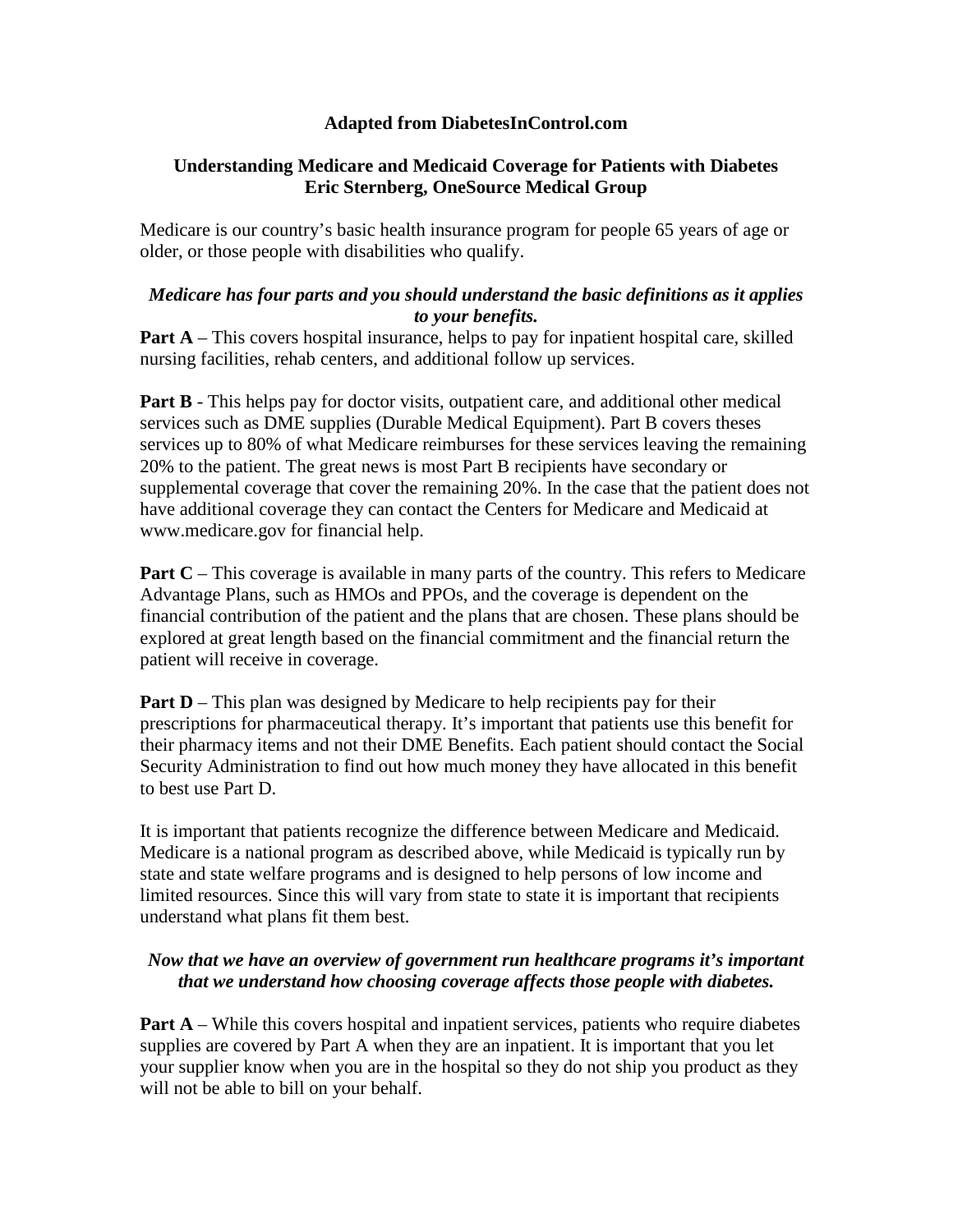**Adapted from DiabetesInControl.com**

# Understanding Medicare and Medicaid Coverage for Patients with Diabetes
**Eric Sternberg, OneSource Medical Group**

Medicare is our country's basic health insurance program for people 65 years of age or older, or those people with disabilities who qualify.

***Medicare has four parts and you should understand the basic definitions as it applies to your benefits.***

**Part A** – This covers hospital insurance, helps to pay for inpatient hospital care, skilled nursing facilities, rehab centers, and additional follow up services.

**Part B** - This helps pay for doctor visits, outpatient care, and additional other medical services such as DME supplies (Durable Medical Equipment). Part B covers theses services up to 80% of what Medicare reimburses for these services leaving the remaining 20% to the patient. The great news is most Part B recipients have secondary or supplemental coverage that cover the remaining 20%. In the case that the patient does not have additional coverage they can contact the Centers for Medicare and Medicaid at www.medicare.gov for financial help.

**Part C** – This coverage is available in many parts of the country. This refers to Medicare Advantage Plans, such as HMOs and PPOs, and the coverage is dependent on the financial contribution of the patient and the plans that are chosen. These plans should be explored at great length based on the financial commitment and the financial return the patient will receive in coverage.

**Part D** – This plan was designed by Medicare to help recipients pay for their prescriptions for pharmaceutical therapy. It's important that patients use this benefit for their pharmacy items and not their DME Benefits. Each patient should contact the Social Security Administration to find out how much money they have allocated in this benefit to best use Part D.

It is important that patients recognize the difference between Medicare and Medicaid. Medicare is a national program as described above, while Medicaid is typically run by state and state welfare programs and is designed to help persons of low income and limited resources. Since this will vary from state to state it is important that recipients understand what plans fit them best.

***Now that we have an overview of government run healthcare programs it's important that we understand how choosing coverage affects those people with diabetes.***

**Part A** – While this covers hospital and inpatient services, patients who require diabetes supplies are covered by Part A when they are an inpatient. It is important that you let your supplier know when you are in the hospital so they do not ship you product as they will not be able to bill on your behalf.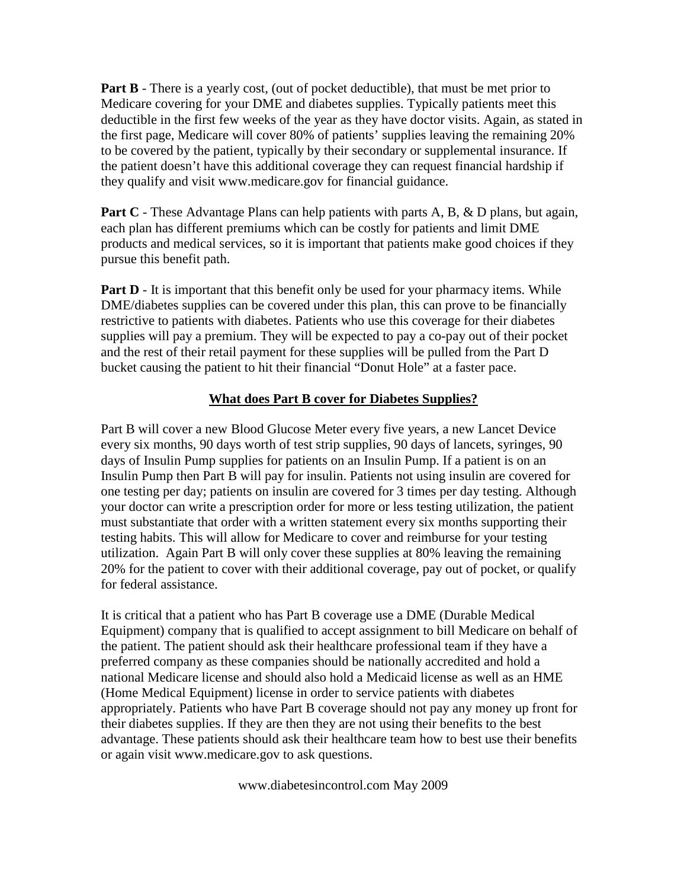**Part B** - There is a yearly cost, (out of pocket deductible), that must be met prior to Medicare covering for your DME and diabetes supplies. Typically patients meet this deductible in the first few weeks of the year as they have doctor visits. Again, as stated in the first page, Medicare will cover 80% of patients' supplies leaving the remaining 20% to be covered by the patient, typically by their secondary or supplemental insurance. If the patient doesn't have this additional coverage they can request financial hardship if they qualify and visit www.medicare.gov for financial guidance.

**Part C** - These Advantage Plans can help patients with parts A, B, & D plans, but again, each plan has different premiums which can be costly for patients and limit DME products and medical services, so it is important that patients make good choices if they pursue this benefit path.

**Part D** - It is important that this benefit only be used for your pharmacy items. While DME/diabetes supplies can be covered under this plan, this can prove to be financially restrictive to patients with diabetes. Patients who use this coverage for their diabetes supplies will pay a premium. They will be expected to pay a co-pay out of their pocket and the rest of their retail payment for these supplies will be pulled from the Part D bucket causing the patient to hit their financial "Donut Hole" at a faster pace.

## What does Part B cover for Diabetes Supplies?

Part B will cover a new Blood Glucose Meter every five years, a new Lancet Device every six months, 90 days worth of test strip supplies, 90 days of lancets, syringes, 90 days of Insulin Pump supplies for patients on an Insulin Pump. If a patient is on an Insulin Pump then Part B will pay for insulin. Patients not using insulin are covered for one testing per day; patients on insulin are covered for 3 times per day testing. Although your doctor can write a prescription order for more or less testing utilization, the patient must substantiate that order with a written statement every six months supporting their testing habits. This will allow for Medicare to cover and reimburse for your testing utilization. Again Part B will only cover these supplies at 80% leaving the remaining 20% for the patient to cover with their additional coverage, pay out of pocket, or qualify for federal assistance.

It is critical that a patient who has Part B coverage use a DME (Durable Medical Equipment) company that is qualified to accept assignment to bill Medicare on behalf of the patient. The patient should ask their healthcare professional team if they have a preferred company as these companies should be nationally accredited and hold a national Medicare license and should also hold a Medicaid license as well as an HME (Home Medical Equipment) license in order to service patients with diabetes appropriately. Patients who have Part B coverage should not pay any money up front for their diabetes supplies. If they are then they are not using their benefits to the best advantage. These patients should ask their healthcare team how to best use their benefits or again visit www.medicare.gov to ask questions.

www.diabetesincontrol.com May 2009